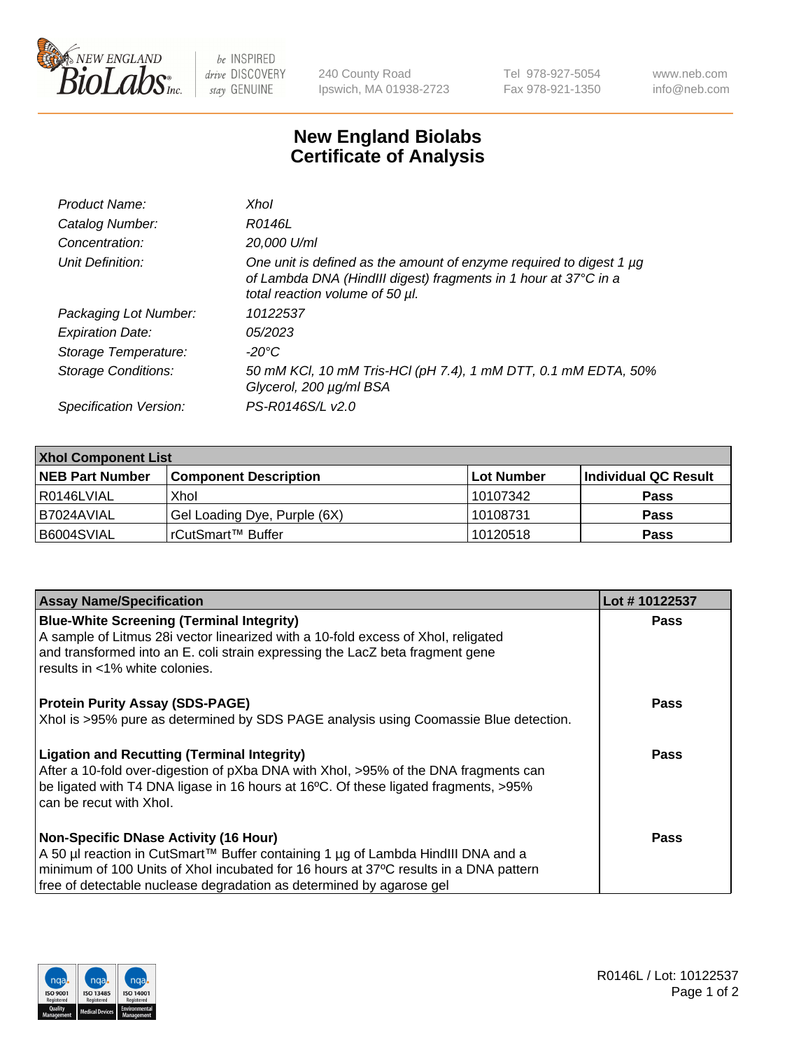New England BioLabs Inc. — be INSPIRED drive DISCOVERY stay GENUINE

240 County Road
Ipswich, MA 01938-2723

Tel 978-927-5054
Fax 978-921-1350

www.neb.com
info@neb.com

# New England Biolabs
# Certificate of Analysis

| | |
|---|---|
| *Product Name:* | *XhoI* |
| *Catalog Number:* | *R0146L* |
| *Concentration:* | *20,000 U/ml* |
| *Unit Definition:* | *One unit is defined as the amount of enzyme required to digest 1 µg of Lambda DNA (HindIII digest) fragments in 1 hour at 37°C in a total reaction volume of 50 µl.* |
| *Packaging Lot Number:* | *10122537* |
| *Expiration Date:* | *05/2023* |
| *Storage Temperature:* | *-20°C* |
| *Storage Conditions:* | *50 mM KCl, 10 mM Tris-HCl (pH 7.4), 1 mM DTT, 0.1 mM EDTA, 50% Glycerol, 200 µg/ml BSA* |
| *Specification Version:* | *PS-R0146S/L v2.0* |

| XhoI Component List | | | |
|---|---|---|---|
| **NEB Part Number** | **Component Description** | **Lot Number** | **Individual QC Result** |
| R0146LVIAL | XhoI | 10107342 | **Pass** |
| B7024AVIAL | Gel Loading Dye, Purple (6X) | 10108731 | **Pass** |
| B6004SVIAL | rCutSmart™ Buffer | 10120518 | **Pass** |

| Assay Name/Specification | Lot # 10122537 |
|---|---|
| **Blue-White Screening (Terminal Integrity)**<br>A sample of Litmus 28i vector linearized with a 10-fold excess of XhoI, religated and transformed into an E. coli strain expressing the LacZ beta fragment gene results in <1% white colonies. | **Pass** |
| **Protein Purity Assay (SDS-PAGE)**<br>XhoI is >95% pure as determined by SDS PAGE analysis using Coomassie Blue detection. | **Pass** |
| **Ligation and Recutting (Terminal Integrity)**<br>After a 10-fold over-digestion of pXba DNA with XhoI, >95% of the DNA fragments can be ligated with T4 DNA ligase in 16 hours at 16ºC. Of these ligated fragments, >95% can be recut with XhoI. | **Pass** |
| **Non-Specific DNase Activity (16 Hour)**<br>A 50 µl reaction in CutSmart™ Buffer containing 1 µg of Lambda HindIII DNA and a minimum of 100 Units of XhoI incubated for 16 hours at 37ºC results in a DNA pattern free of detectable nuclease degradation as determined by agarose gel | **Pass** |

R0146L / Lot: 10122537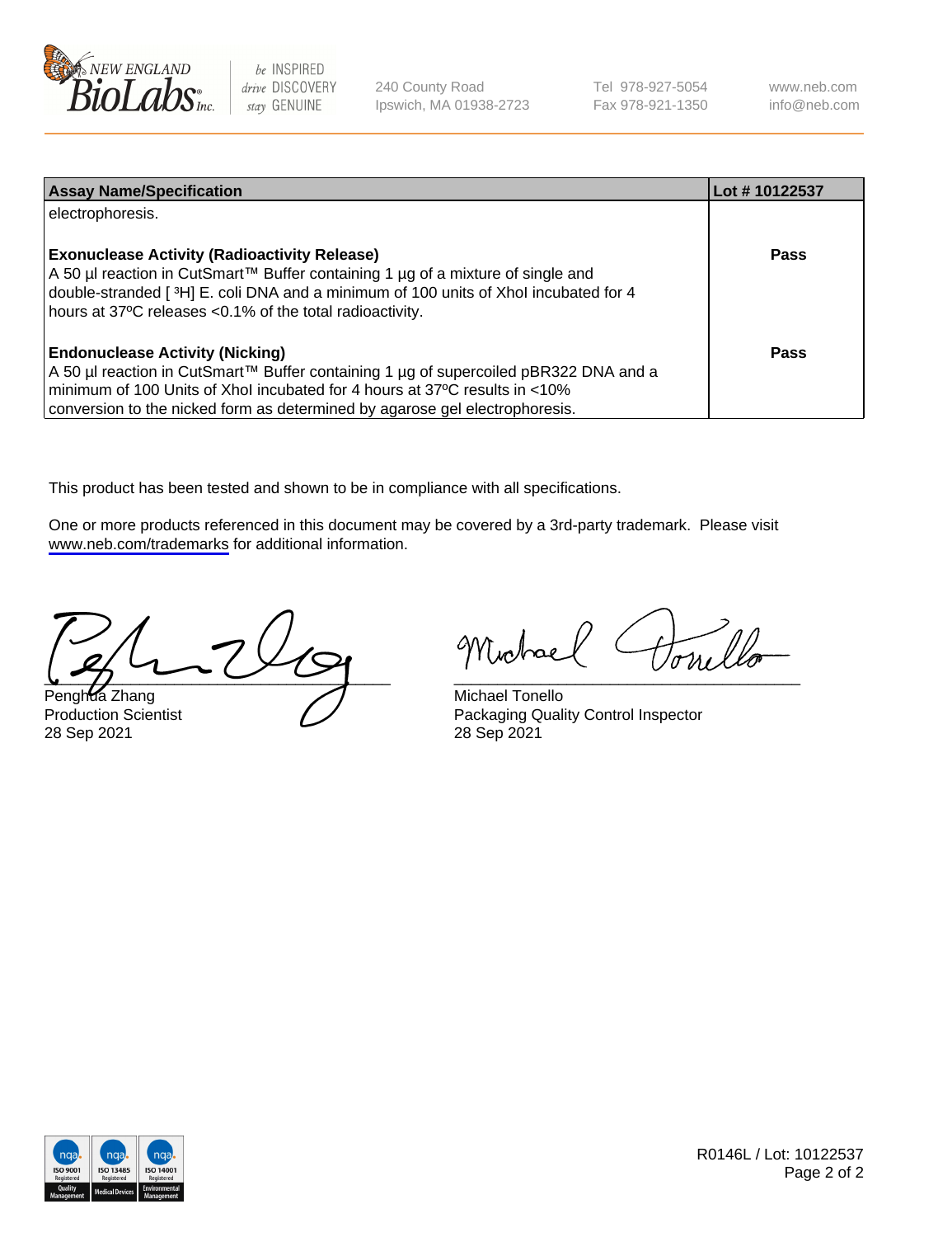| Assay Name/Specification | Lot # 10122537 |
| --- | --- |
| electrophoresis. | |
| **Exonuclease Activity (Radioactivity Release)**<br>A 50 µl reaction in CutSmart™ Buffer containing 1 µg of a mixture of single and double-stranded [ $^3$H] E. coli DNA and a minimum of 100 units of XhoI incubated for 4 hours at 37ºC releases <0.1% of the total radioactivity. | **Pass** |
| **Endonuclease Activity (Nicking)**<br>A 50 µl reaction in CutSmart™ Buffer containing 1 µg of supercoiled pBR322 DNA and a minimum of 100 Units of XhoI incubated for 4 hours at 37ºC results in <10% conversion to the nicked form as determined by agarose gel electrophoresis. | **Pass** |

This product has been tested and shown to be in compliance with all specifications.

One or more products referenced in this document may be covered by a 3rd-party trademark. Please visit www.neb.com/trademarks for additional information.

Penghua Zhang
Production Scientist
28 Sep 2021

Michael Tonello
Packaging Quality Control Inspector
28 Sep 2021

R0146L / Lot: 10122537